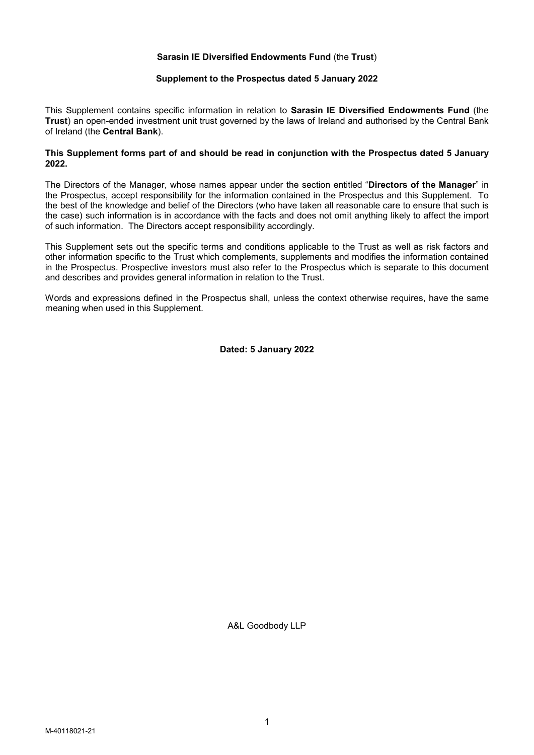**Sarasin IE Diversified Endowments Fund** (the **Trust**)

**Supplement to the Prospectus dated 5 January 2022**

This Supplement contains specific information in relation to **Sarasin IE Diversified Endowments Fund** (the **Trust**) an open-ended investment unit trust governed by the laws of Ireland and authorised by the Central Bank of Ireland (the **Central Bank**).

**This Supplement forms part of and should be read in conjunction with the Prospectus dated 5 January 2022.**

The Directors of the Manager, whose names appear under the section entitled "**Directors of the Manager**" in the Prospectus, accept responsibility for the information contained in the Prospectus and this Supplement. To the best of the knowledge and belief of the Directors (who have taken all reasonable care to ensure that such is the case) such information is in accordance with the facts and does not omit anything likely to affect the import of such information. The Directors accept responsibility accordingly.

This Supplement sets out the specific terms and conditions applicable to the Trust as well as risk factors and other information specific to the Trust which complements, supplements and modifies the information contained in the Prospectus. Prospective investors must also refer to the Prospectus which is separate to this document and describes and provides general information in relation to the Trust.

Words and expressions defined in the Prospectus shall, unless the context otherwise requires, have the same meaning when used in this Supplement.

**Dated: 5 January 2022**

A&L Goodbody LLP

M-40118021-21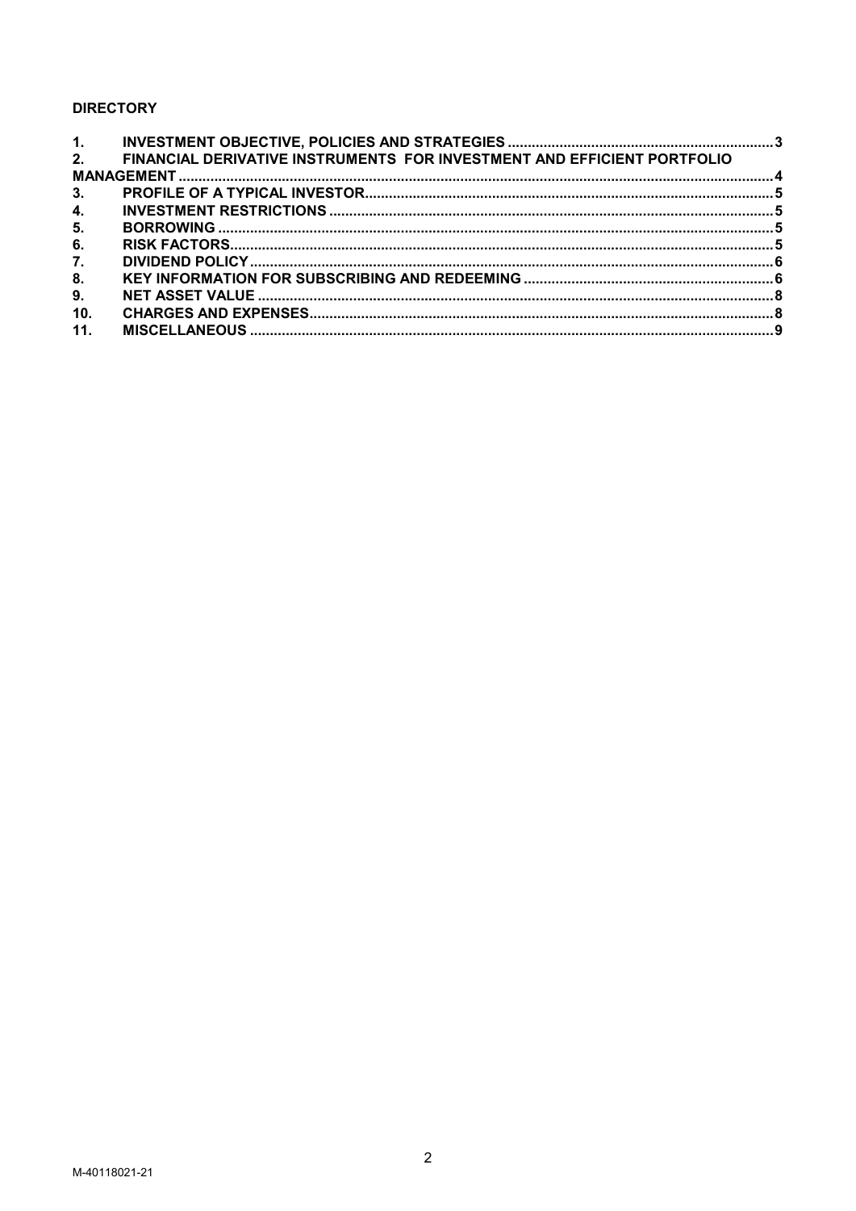**DIRECTORY**

| | | |
|---|---|---|
| 1. | INVESTMENT OBJECTIVE, POLICIES AND STRATEGIES | 3 |
| 2. | FINANCIAL DERIVATIVE INSTRUMENTS FOR INVESTMENT AND EFFICIENT PORTFOLIO MANAGEMENT | 4 |
| 3. | PROFILE OF A TYPICAL INVESTOR | 5 |
| 4. | INVESTMENT RESTRICTIONS | 5 |
| 5. | BORROWING | 5 |
| 6. | RISK FACTORS | 5 |
| 7. | DIVIDEND POLICY | 6 |
| 8. | KEY INFORMATION FOR SUBSCRIBING AND REDEEMING | 6 |
| 9. | NET ASSET VALUE | 8 |
| 10. | CHARGES AND EXPENSES | 8 |
| 11. | MISCELLANEOUS | 9 |

M-40118021-21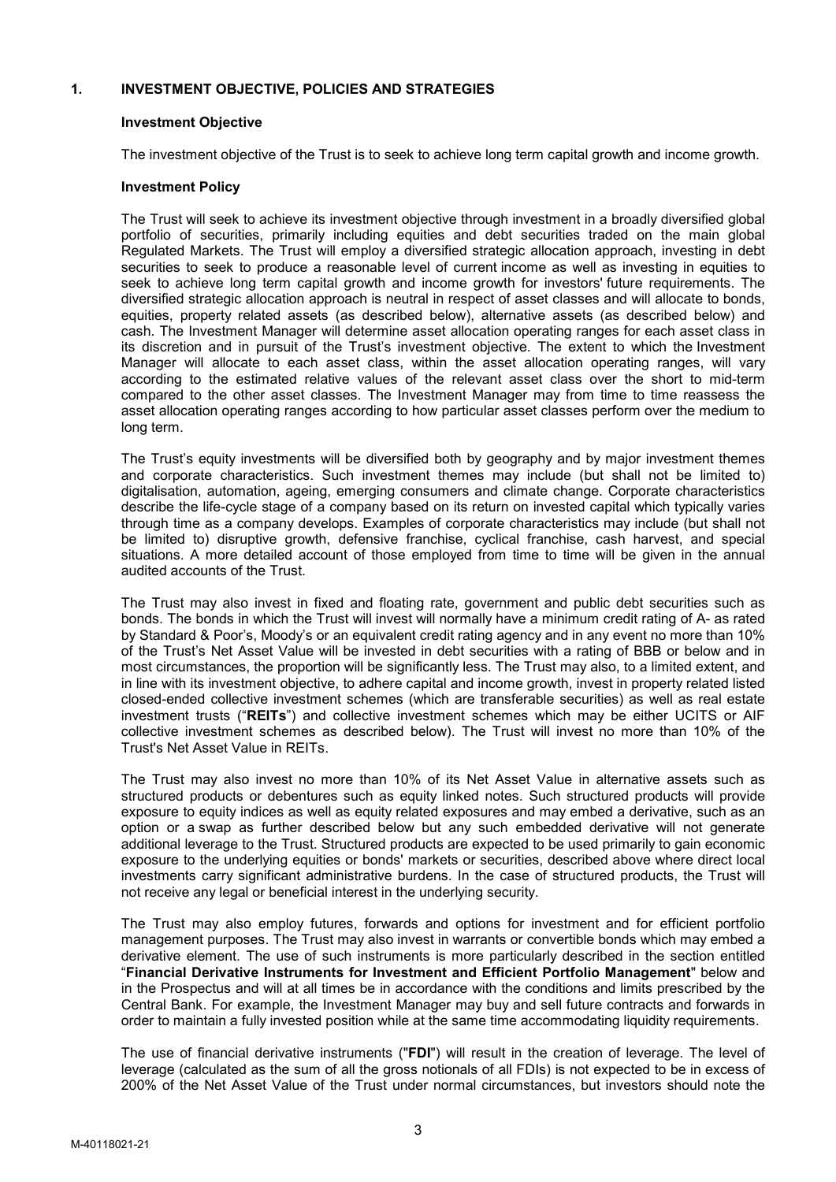## 1. INVESTMENT OBJECTIVE, POLICIES AND STRATEGIES

### Investment Objective

The investment objective of the Trust is to seek to achieve long term capital growth and income growth.

### Investment Policy

The Trust will seek to achieve its investment objective through investment in a broadly diversified global portfolio of securities, primarily including equities and debt securities traded on the main global Regulated Markets. The Trust will employ a diversified strategic allocation approach, investing in debt securities to seek to produce a reasonable level of current income as well as investing in equities to seek to achieve long term capital growth and income growth for investors' future requirements. The diversified strategic allocation approach is neutral in respect of asset classes and will allocate to bonds, equities, property related assets (as described below), alternative assets (as described below) and cash. The Investment Manager will determine asset allocation operating ranges for each asset class in its discretion and in pursuit of the Trust's investment objective. The extent to which the Investment Manager will allocate to each asset class, within the asset allocation operating ranges, will vary according to the estimated relative values of the relevant asset class over the short to mid-term compared to the other asset classes. The Investment Manager may from time to time reassess the asset allocation operating ranges according to how particular asset classes perform over the medium to long term.

The Trust's equity investments will be diversified both by geography and by major investment themes and corporate characteristics. Such investment themes may include (but shall not be limited to) digitalisation, automation, ageing, emerging consumers and climate change. Corporate characteristics describe the life-cycle stage of a company based on its return on invested capital which typically varies through time as a company develops. Examples of corporate characteristics may include (but shall not be limited to) disruptive growth, defensive franchise, cyclical franchise, cash harvest, and special situations. A more detailed account of those employed from time to time will be given in the annual audited accounts of the Trust.

The Trust may also invest in fixed and floating rate, government and public debt securities such as bonds. The bonds in which the Trust will invest will normally have a minimum credit rating of A- as rated by Standard & Poor's, Moody's or an equivalent credit rating agency and in any event no more than 10% of the Trust's Net Asset Value will be invested in debt securities with a rating of BBB or below and in most circumstances, the proportion will be significantly less. The Trust may also, to a limited extent, and in line with its investment objective, to adhere capital and income growth, invest in property related listed closed-ended collective investment schemes (which are transferable securities) as well as real estate investment trusts ("**REITs**") and collective investment schemes which may be either UCITS or AIF collective investment schemes as described below). The Trust will invest no more than 10% of the Trust's Net Asset Value in REITs.

The Trust may also invest no more than 10% of its Net Asset Value in alternative assets such as structured products or debentures such as equity linked notes. Such structured products will provide exposure to equity indices as well as equity related exposures and may embed a derivative, such as an option or a swap as further described below but any such embedded derivative will not generate additional leverage to the Trust. Structured products are expected to be used primarily to gain economic exposure to the underlying equities or bonds' markets or securities, described above where direct local investments carry significant administrative burdens. In the case of structured products, the Trust will not receive any legal or beneficial interest in the underlying security.

The Trust may also employ futures, forwards and options for investment and for efficient portfolio management purposes. The Trust may also invest in warrants or convertible bonds which may embed a derivative element. The use of such instruments is more particularly described in the section entitled "**Financial Derivative Instruments for Investment and Efficient Portfolio Management**" below and in the Prospectus and will at all times be in accordance with the conditions and limits prescribed by the Central Bank. For example, the Investment Manager may buy and sell future contracts and forwards in order to maintain a fully invested position while at the same time accommodating liquidity requirements.

The use of financial derivative instruments ("**FDI**") will result in the creation of leverage. The level of leverage (calculated as the sum of all the gross notionals of all FDIs) is not expected to be in excess of 200% of the Net Asset Value of the Trust under normal circumstances, but investors should note the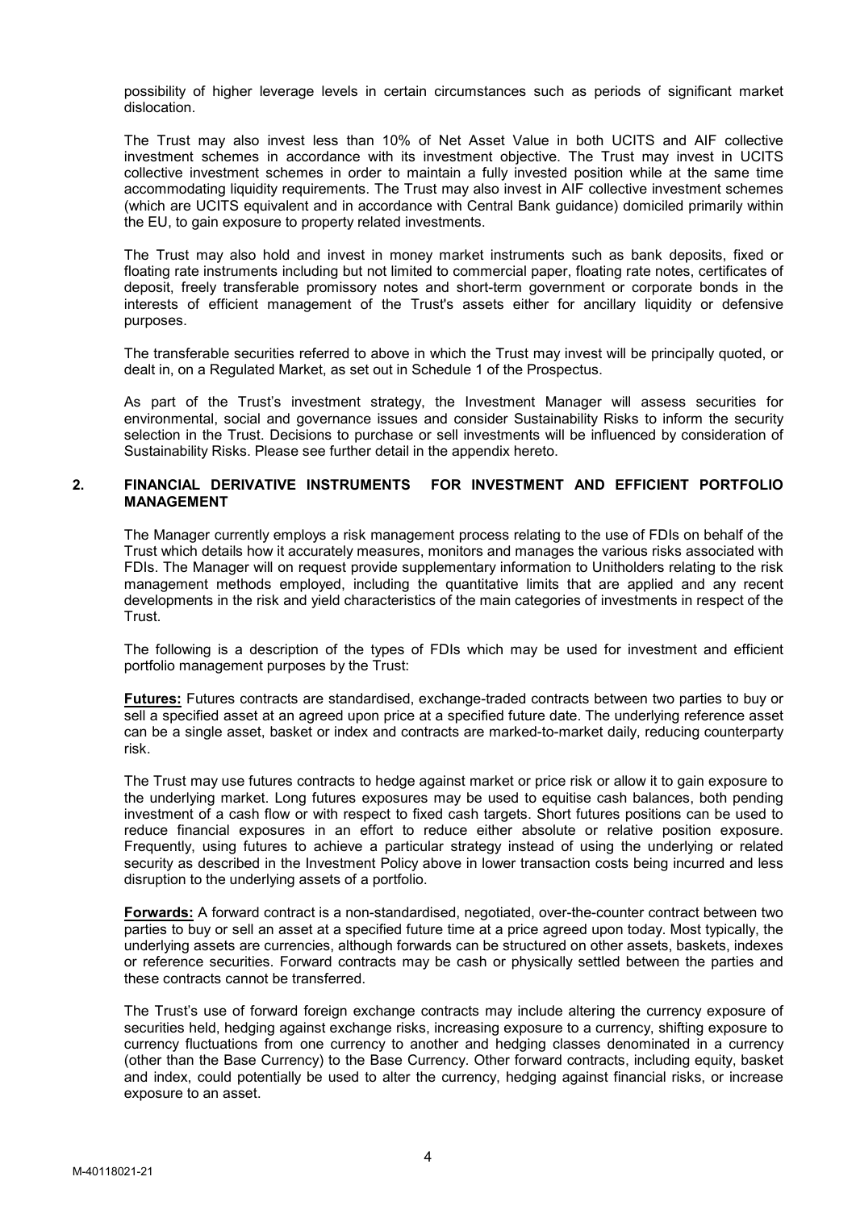possibility of higher leverage levels in certain circumstances such as periods of significant market dislocation.

The Trust may also invest less than 10% of Net Asset Value in both UCITS and AIF collective investment schemes in accordance with its investment objective. The Trust may invest in UCITS collective investment schemes in order to maintain a fully invested position while at the same time accommodating liquidity requirements. The Trust may also invest in AIF collective investment schemes (which are UCITS equivalent and in accordance with Central Bank guidance) domiciled primarily within the EU, to gain exposure to property related investments.

The Trust may also hold and invest in money market instruments such as bank deposits, fixed or floating rate instruments including but not limited to commercial paper, floating rate notes, certificates of deposit, freely transferable promissory notes and short-term government or corporate bonds in the interests of efficient management of the Trust's assets either for ancillary liquidity or defensive purposes.

The transferable securities referred to above in which the Trust may invest will be principally quoted, or dealt in, on a Regulated Market, as set out in Schedule 1 of the Prospectus.

As part of the Trust's investment strategy, the Investment Manager will assess securities for environmental, social and governance issues and consider Sustainability Risks to inform the security selection in the Trust. Decisions to purchase or sell investments will be influenced by consideration of Sustainability Risks. Please see further detail in the appendix hereto.

## 2. FINANCIAL DERIVATIVE INSTRUMENTS FOR INVESTMENT AND EFFICIENT PORTFOLIO MANAGEMENT

The Manager currently employs a risk management process relating to the use of FDIs on behalf of the Trust which details how it accurately measures, monitors and manages the various risks associated with FDIs. The Manager will on request provide supplementary information to Unitholders relating to the risk management methods employed, including the quantitative limits that are applied and any recent developments in the risk and yield characteristics of the main categories of investments in respect of the Trust.

The following is a description of the types of FDIs which may be used for investment and efficient portfolio management purposes by the Trust:

**Futures:** Futures contracts are standardised, exchange-traded contracts between two parties to buy or sell a specified asset at an agreed upon price at a specified future date. The underlying reference asset can be a single asset, basket or index and contracts are marked-to-market daily, reducing counterparty risk.

The Trust may use futures contracts to hedge against market or price risk or allow it to gain exposure to the underlying market. Long futures exposures may be used to equitise cash balances, both pending investment of a cash flow or with respect to fixed cash targets. Short futures positions can be used to reduce financial exposures in an effort to reduce either absolute or relative position exposure. Frequently, using futures to achieve a particular strategy instead of using the underlying or related security as described in the Investment Policy above in lower transaction costs being incurred and less disruption to the underlying assets of a portfolio.

**Forwards:** A forward contract is a non-standardised, negotiated, over-the-counter contract between two parties to buy or sell an asset at a specified future time at a price agreed upon today. Most typically, the underlying assets are currencies, although forwards can be structured on other assets, baskets, indexes or reference securities. Forward contracts may be cash or physically settled between the parties and these contracts cannot be transferred.

The Trust's use of forward foreign exchange contracts may include altering the currency exposure of securities held, hedging against exchange risks, increasing exposure to a currency, shifting exposure to currency fluctuations from one currency to another and hedging classes denominated in a currency (other than the Base Currency) to the Base Currency. Other forward contracts, including equity, basket and index, could potentially be used to alter the currency, hedging against financial risks, or increase exposure to an asset.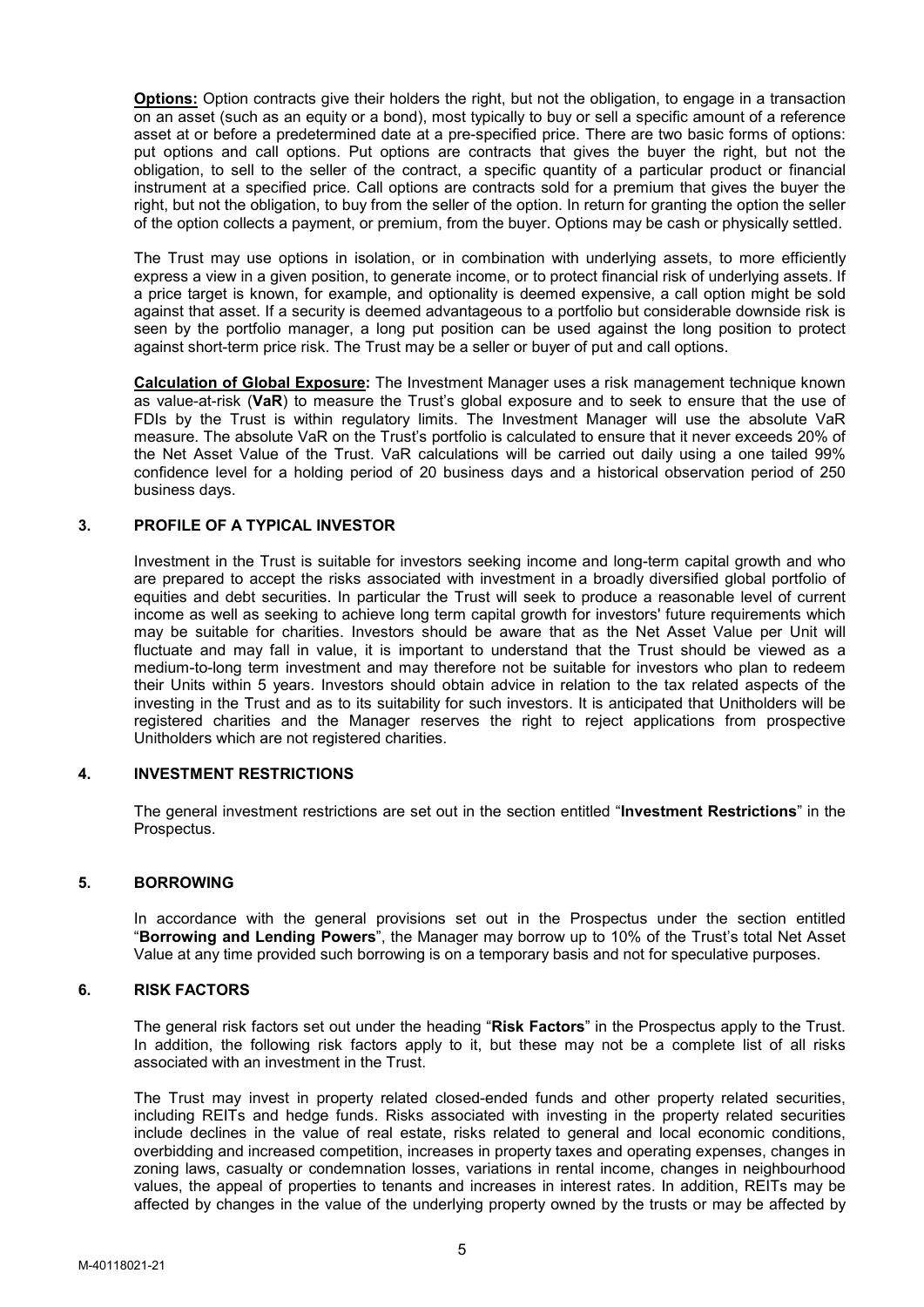**Options:** Option contracts give their holders the right, but not the obligation, to engage in a transaction on an asset (such as an equity or a bond), most typically to buy or sell a specific amount of a reference asset at or before a predetermined date at a pre-specified price. There are two basic forms of options: put options and call options. Put options are contracts that gives the buyer the right, but not the obligation, to sell to the seller of the contract, a specific quantity of a particular product or financial instrument at a specified price. Call options are contracts sold for a premium that gives the buyer the right, but not the obligation, to buy from the seller of the option. In return for granting the option the seller of the option collects a payment, or premium, from the buyer. Options may be cash or physically settled.

The Trust may use options in isolation, or in combination with underlying assets, to more efficiently express a view in a given position, to generate income, or to protect financial risk of underlying assets. If a price target is known, for example, and optionality is deemed expensive, a call option might be sold against that asset. If a security is deemed advantageous to a portfolio but considerable downside risk is seen by the portfolio manager, a long put position can be used against the long position to protect against short-term price risk. The Trust may be a seller or buyer of put and call options.

**Calculation of Global Exposure:** The Investment Manager uses a risk management technique known as value-at-risk (**VaR**) to measure the Trust's global exposure and to seek to ensure that the use of FDIs by the Trust is within regulatory limits. The Investment Manager will use the absolute VaR measure. The absolute VaR on the Trust's portfolio is calculated to ensure that it never exceeds 20% of the Net Asset Value of the Trust. VaR calculations will be carried out daily using a one tailed 99% confidence level for a holding period of 20 business days and a historical observation period of 250 business days.

## 3. PROFILE OF A TYPICAL INVESTOR

Investment in the Trust is suitable for investors seeking income and long-term capital growth and who are prepared to accept the risks associated with investment in a broadly diversified global portfolio of equities and debt securities. In particular the Trust will seek to produce a reasonable level of current income as well as seeking to achieve long term capital growth for investors' future requirements which may be suitable for charities. Investors should be aware that as the Net Asset Value per Unit will fluctuate and may fall in value, it is important to understand that the Trust should be viewed as a medium-to-long term investment and may therefore not be suitable for investors who plan to redeem their Units within 5 years. Investors should obtain advice in relation to the tax related aspects of the investing in the Trust and as to its suitability for such investors. It is anticipated that Unitholders will be registered charities and the Manager reserves the right to reject applications from prospective Unitholders which are not registered charities.

## 4. INVESTMENT RESTRICTIONS

The general investment restrictions are set out in the section entitled "**Investment Restrictions**" in the Prospectus.

## 5. BORROWING

In accordance with the general provisions set out in the Prospectus under the section entitled "**Borrowing and Lending Powers**", the Manager may borrow up to 10% of the Trust's total Net Asset Value at any time provided such borrowing is on a temporary basis and not for speculative purposes.

## 6. RISK FACTORS

The general risk factors set out under the heading "**Risk Factors**" in the Prospectus apply to the Trust. In addition, the following risk factors apply to it, but these may not be a complete list of all risks associated with an investment in the Trust.

The Trust may invest in property related closed-ended funds and other property related securities, including REITs and hedge funds. Risks associated with investing in the property related securities include declines in the value of real estate, risks related to general and local economic conditions, overbidding and increased competition, increases in property taxes and operating expenses, changes in zoning laws, casualty or condemnation losses, variations in rental income, changes in neighbourhood values, the appeal of properties to tenants and increases in interest rates. In addition, REITs may be affected by changes in the value of the underlying property owned by the trusts or may be affected by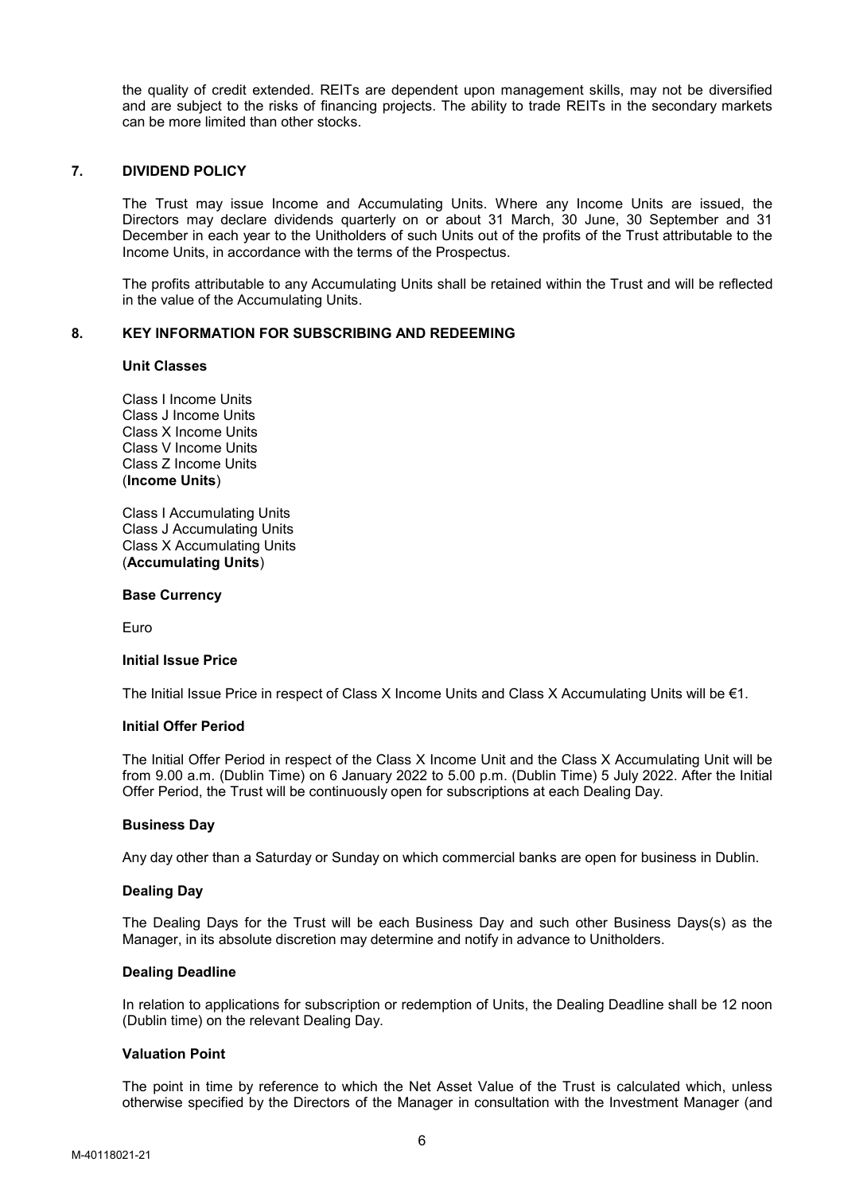the quality of credit extended. REITs are dependent upon management skills, may not be diversified and are subject to the risks of financing projects. The ability to trade REITs in the secondary markets can be more limited than other stocks.

## 7. DIVIDEND POLICY

The Trust may issue Income and Accumulating Units. Where any Income Units are issued, the Directors may declare dividends quarterly on or about 31 March, 30 June, 30 September and 31 December in each year to the Unitholders of such Units out of the profits of the Trust attributable to the Income Units, in accordance with the terms of the Prospectus.

The profits attributable to any Accumulating Units shall be retained within the Trust and will be reflected in the value of the Accumulating Units.

## 8. KEY INFORMATION FOR SUBSCRIBING AND REDEEMING

**Unit Classes**

Class I Income Units
Class J Income Units
Class X Income Units
Class V Income Units
Class Z Income Units
(**Income Units**)

Class I Accumulating Units
Class J Accumulating Units
Class X Accumulating Units
(**Accumulating Units**)

**Base Currency**

Euro

**Initial Issue Price**

The Initial Issue Price in respect of Class X Income Units and Class X Accumulating Units will be €1.

**Initial Offer Period**

The Initial Offer Period in respect of the Class X Income Unit and the Class X Accumulating Unit will be from 9.00 a.m. (Dublin Time) on 6 January 2022 to 5.00 p.m. (Dublin Time) 5 July 2022. After the Initial Offer Period, the Trust will be continuously open for subscriptions at each Dealing Day.

**Business Day**

Any day other than a Saturday or Sunday on which commercial banks are open for business in Dublin.

**Dealing Day**

The Dealing Days for the Trust will be each Business Day and such other Business Days(s) as the Manager, in its absolute discretion may determine and notify in advance to Unitholders.

**Dealing Deadline**

In relation to applications for subscription or redemption of Units, the Dealing Deadline shall be 12 noon (Dublin time) on the relevant Dealing Day.

**Valuation Point**

The point in time by reference to which the Net Asset Value of the Trust is calculated which, unless otherwise specified by the Directors of the Manager in consultation with the Investment Manager (and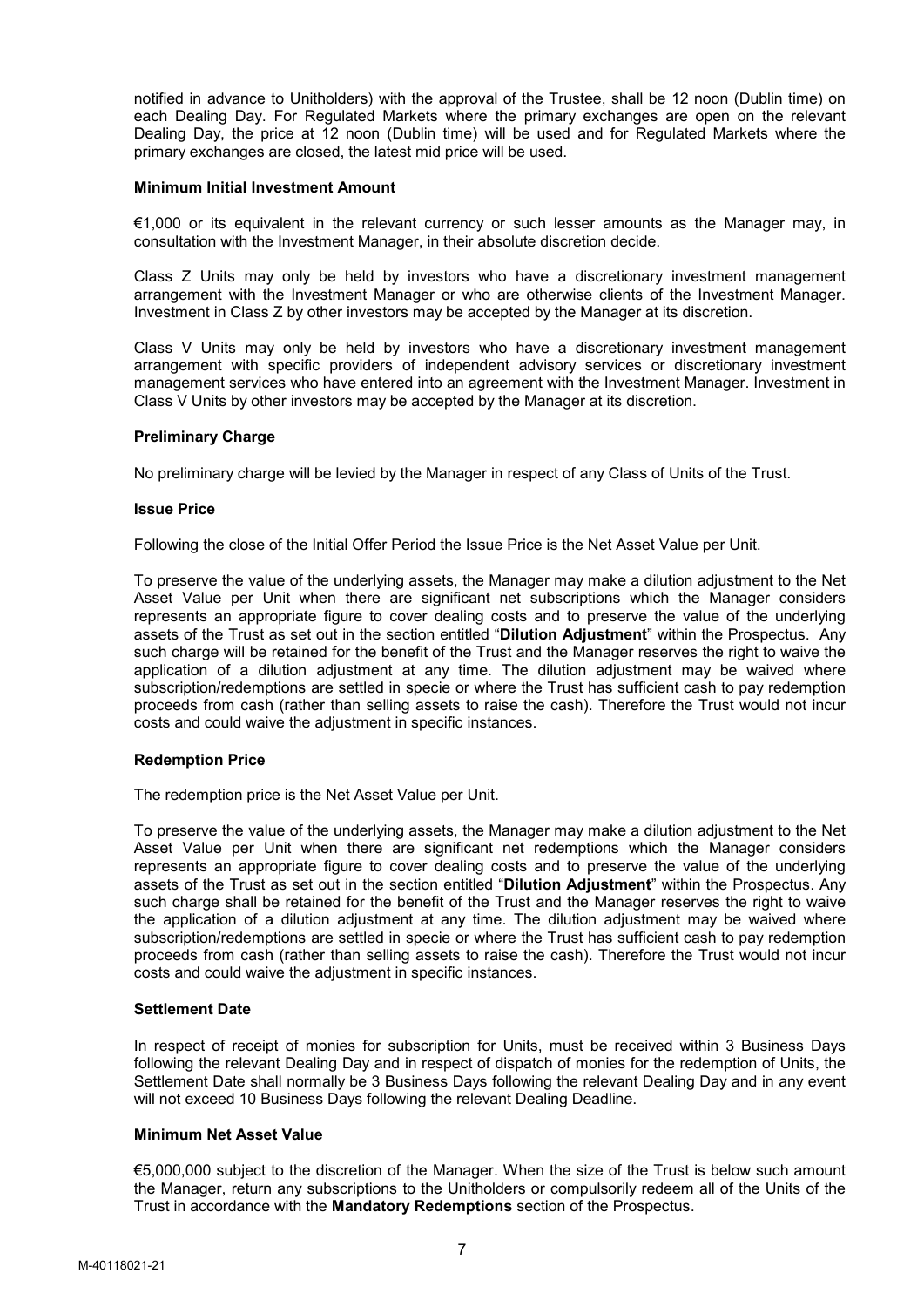notified in advance to Unitholders) with the approval of the Trustee, shall be 12 noon (Dublin time) on each Dealing Day. For Regulated Markets where the primary exchanges are open on the relevant Dealing Day, the price at 12 noon (Dublin time) will be used and for Regulated Markets where the primary exchanges are closed, the latest mid price will be used.

**Minimum Initial Investment Amount**

€1,000 or its equivalent in the relevant currency or such lesser amounts as the Manager may, in consultation with the Investment Manager, in their absolute discretion decide.

Class Z Units may only be held by investors who have a discretionary investment management arrangement with the Investment Manager or who are otherwise clients of the Investment Manager. Investment in Class Z by other investors may be accepted by the Manager at its discretion.

Class V Units may only be held by investors who have a discretionary investment management arrangement with specific providers of independent advisory services or discretionary investment management services who have entered into an agreement with the Investment Manager. Investment in Class V Units by other investors may be accepted by the Manager at its discretion.

**Preliminary Charge**

No preliminary charge will be levied by the Manager in respect of any Class of Units of the Trust.

**Issue Price**

Following the close of the Initial Offer Period the Issue Price is the Net Asset Value per Unit.

To preserve the value of the underlying assets, the Manager may make a dilution adjustment to the Net Asset Value per Unit when there are significant net subscriptions which the Manager considers represents an appropriate figure to cover dealing costs and to preserve the value of the underlying assets of the Trust as set out in the section entitled "**Dilution Adjustment**" within the Prospectus. Any such charge will be retained for the benefit of the Trust and the Manager reserves the right to waive the application of a dilution adjustment at any time. The dilution adjustment may be waived where subscription/redemptions are settled in specie or where the Trust has sufficient cash to pay redemption proceeds from cash (rather than selling assets to raise the cash). Therefore the Trust would not incur costs and could waive the adjustment in specific instances.

**Redemption Price**

The redemption price is the Net Asset Value per Unit.

To preserve the value of the underlying assets, the Manager may make a dilution adjustment to the Net Asset Value per Unit when there are significant net redemptions which the Manager considers represents an appropriate figure to cover dealing costs and to preserve the value of the underlying assets of the Trust as set out in the section entitled "**Dilution Adjustment**" within the Prospectus. Any such charge shall be retained for the benefit of the Trust and the Manager reserves the right to waive the application of a dilution adjustment at any time. The dilution adjustment may be waived where subscription/redemptions are settled in specie or where the Trust has sufficient cash to pay redemption proceeds from cash (rather than selling assets to raise the cash). Therefore the Trust would not incur costs and could waive the adjustment in specific instances.

**Settlement Date**

In respect of receipt of monies for subscription for Units, must be received within 3 Business Days following the relevant Dealing Day and in respect of dispatch of monies for the redemption of Units, the Settlement Date shall normally be 3 Business Days following the relevant Dealing Day and in any event will not exceed 10 Business Days following the relevant Dealing Deadline.

**Minimum Net Asset Value**

€5,000,000 subject to the discretion of the Manager. When the size of the Trust is below such amount the Manager, return any subscriptions to the Unitholders or compulsorily redeem all of the Units of the Trust in accordance with the **Mandatory Redemptions** section of the Prospectus.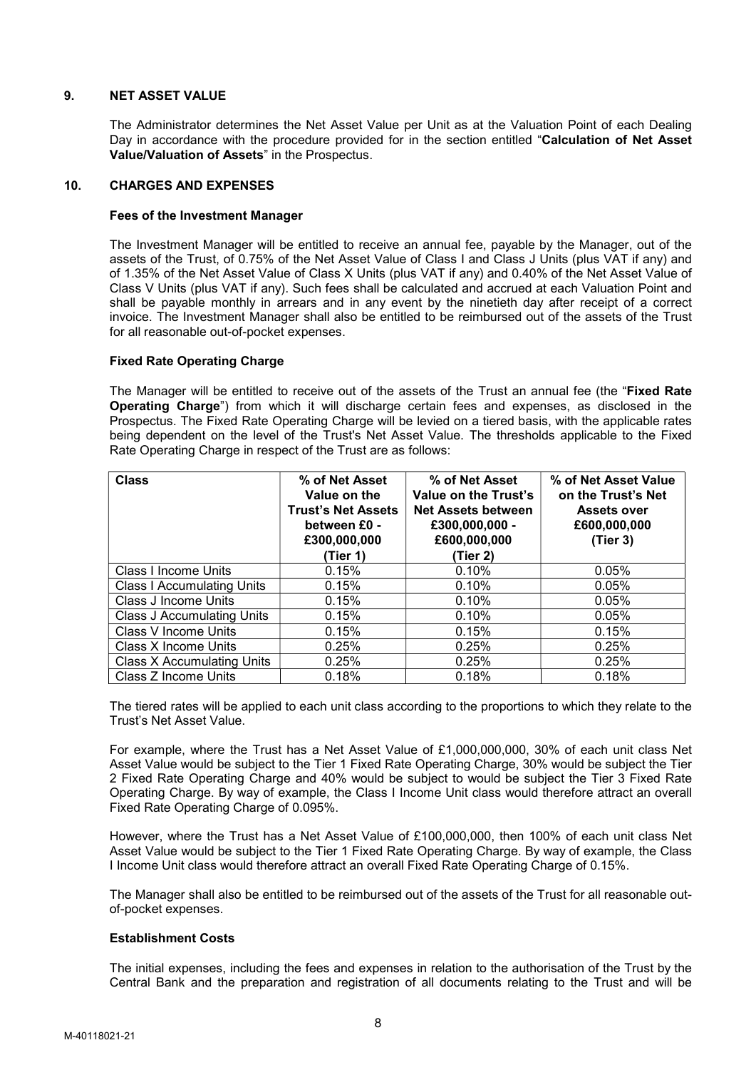## 9. NET ASSET VALUE

The Administrator determines the Net Asset Value per Unit as at the Valuation Point of each Dealing Day in accordance with the procedure provided for in the section entitled "**Calculation of Net Asset Value/Valuation of Assets**" in the Prospectus.

## 10. CHARGES AND EXPENSES

### Fees of the Investment Manager

The Investment Manager will be entitled to receive an annual fee, payable by the Manager, out of the assets of the Trust, of 0.75% of the Net Asset Value of Class I and Class J Units (plus VAT if any) and of 1.35% of the Net Asset Value of Class X Units (plus VAT if any) and 0.40% of the Net Asset Value of Class V Units (plus VAT if any). Such fees shall be calculated and accrued at each Valuation Point and shall be payable monthly in arrears and in any event by the ninetieth day after receipt of a correct invoice. The Investment Manager shall also be entitled to be reimbursed out of the assets of the Trust for all reasonable out-of-pocket expenses.

### Fixed Rate Operating Charge

The Manager will be entitled to receive out of the assets of the Trust an annual fee (the "**Fixed Rate Operating Charge**") from which it will discharge certain fees and expenses, as disclosed in the Prospectus. The Fixed Rate Operating Charge will be levied on a tiered basis, with the applicable rates being dependent on the level of the Trust's Net Asset Value. The thresholds applicable to the Fixed Rate Operating Charge in respect of the Trust are as follows:

| Class | % of Net Asset Value on the Trust's Net Assets between £0 - £300,000,000 (Tier 1) | % of Net Asset Value on the Trust's Net Assets between £300,000,000 - £600,000,000 (Tier 2) | % of Net Asset Value on the Trust's Net Assets over £600,000,000 (Tier 3) |
|---|---|---|---|
| Class I Income Units | 0.15% | 0.10% | 0.05% |
| Class I Accumulating Units | 0.15% | 0.10% | 0.05% |
| Class J Income Units | 0.15% | 0.10% | 0.05% |
| Class J Accumulating Units | 0.15% | 0.10% | 0.05% |
| Class V Income Units | 0.15% | 0.15% | 0.15% |
| Class X Income Units | 0.25% | 0.25% | 0.25% |
| Class X Accumulating Units | 0.25% | 0.25% | 0.25% |
| Class Z Income Units | 0.18% | 0.18% | 0.18% |

The tiered rates will be applied to each unit class according to the proportions to which they relate to the Trust's Net Asset Value.

For example, where the Trust has a Net Asset Value of £1,000,000,000, 30% of each unit class Net Asset Value would be subject to the Tier 1 Fixed Rate Operating Charge, 30% would be subject the Tier 2 Fixed Rate Operating Charge and 40% would be subject to would be subject the Tier 3 Fixed Rate Operating Charge. By way of example, the Class I Income Unit class would therefore attract an overall Fixed Rate Operating Charge of 0.095%.

However, where the Trust has a Net Asset Value of £100,000,000, then 100% of each unit class Net Asset Value would be subject to the Tier 1 Fixed Rate Operating Charge. By way of example, the Class I Income Unit class would therefore attract an overall Fixed Rate Operating Charge of 0.15%.

The Manager shall also be entitled to be reimbursed out of the assets of the Trust for all reasonable out-of-pocket expenses.

### Establishment Costs

The initial expenses, including the fees and expenses in relation to the authorisation of the Trust by the Central Bank and the preparation and registration of all documents relating to the Trust and will be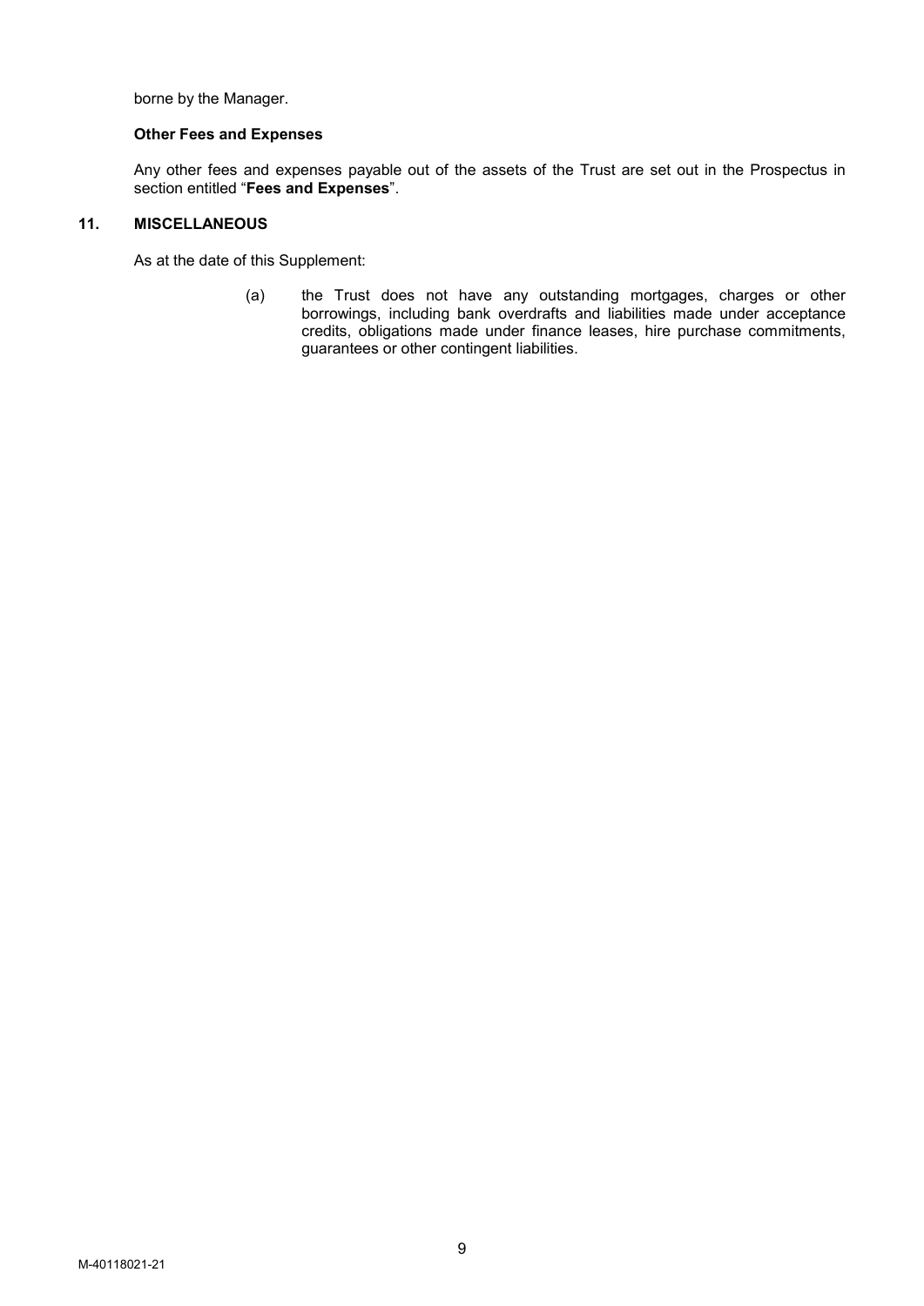borne by the Manager.

**Other Fees and Expenses**

Any other fees and expenses payable out of the assets of the Trust are set out in the Prospectus in section entitled "**Fees and Expenses**".

## 11. MISCELLANEOUS

As at the date of this Supplement:

(a) the Trust does not have any outstanding mortgages, charges or other borrowings, including bank overdrafts and liabilities made under acceptance credits, obligations made under finance leases, hire purchase commitments, guarantees or other contingent liabilities.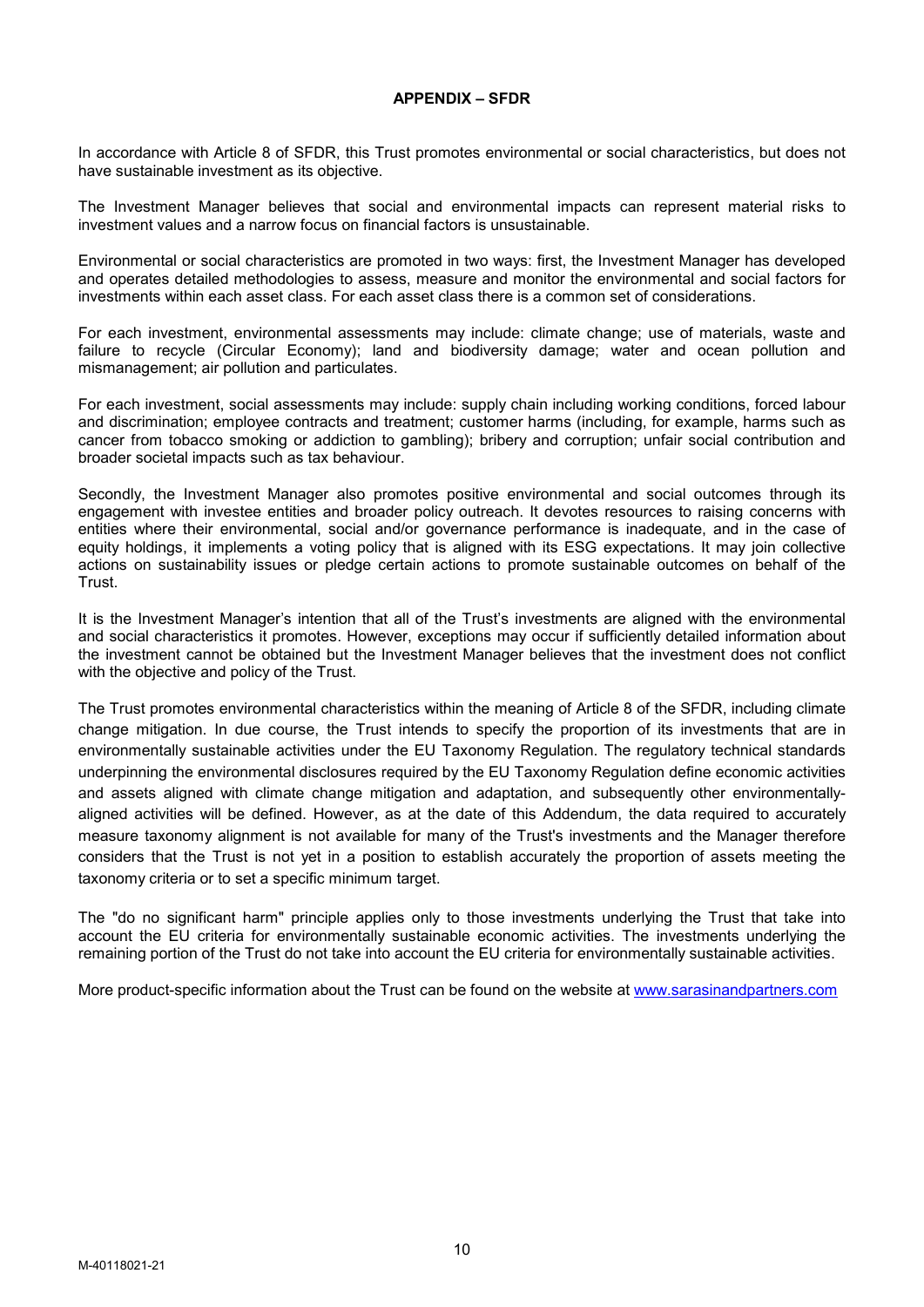# APPENDIX – SFDR

In accordance with Article 8 of SFDR, this Trust promotes environmental or social characteristics, but does not have sustainable investment as its objective.

The Investment Manager believes that social and environmental impacts can represent material risks to investment values and a narrow focus on financial factors is unsustainable.

Environmental or social characteristics are promoted in two ways: first, the Investment Manager has developed and operates detailed methodologies to assess, measure and monitor the environmental and social factors for investments within each asset class. For each asset class there is a common set of considerations.

For each investment, environmental assessments may include: climate change; use of materials, waste and failure to recycle (Circular Economy); land and biodiversity damage; water and ocean pollution and mismanagement; air pollution and particulates.

For each investment, social assessments may include: supply chain including working conditions, forced labour and discrimination; employee contracts and treatment; customer harms (including, for example, harms such as cancer from tobacco smoking or addiction to gambling); bribery and corruption; unfair social contribution and broader societal impacts such as tax behaviour.

Secondly, the Investment Manager also promotes positive environmental and social outcomes through its engagement with investee entities and broader policy outreach. It devotes resources to raising concerns with entities where their environmental, social and/or governance performance is inadequate, and in the case of equity holdings, it implements a voting policy that is aligned with its ESG expectations. It may join collective actions on sustainability issues or pledge certain actions to promote sustainable outcomes on behalf of the Trust.

It is the Investment Manager's intention that all of the Trust's investments are aligned with the environmental and social characteristics it promotes. However, exceptions may occur if sufficiently detailed information about the investment cannot be obtained but the Investment Manager believes that the investment does not conflict with the objective and policy of the Trust.

The Trust promotes environmental characteristics within the meaning of Article 8 of the SFDR, including climate change mitigation. In due course, the Trust intends to specify the proportion of its investments that are in environmentally sustainable activities under the EU Taxonomy Regulation. The regulatory technical standards underpinning the environmental disclosures required by the EU Taxonomy Regulation define economic activities and assets aligned with climate change mitigation and adaptation, and subsequently other environmentally-aligned activities will be defined. However, as at the date of this Addendum, the data required to accurately measure taxonomy alignment is not available for many of the Trust's investments and the Manager therefore considers that the Trust is not yet in a position to establish accurately the proportion of assets meeting the taxonomy criteria or to set a specific minimum target.

The "do no significant harm" principle applies only to those investments underlying the Trust that take into account the EU criteria for environmentally sustainable economic activities. The investments underlying the remaining portion of the Trust do not take into account the EU criteria for environmentally sustainable activities.

More product-specific information about the Trust can be found on the website at [www.sarasinandpartners.com](http://www.sarasinandpartners.com)

M-40118021-21